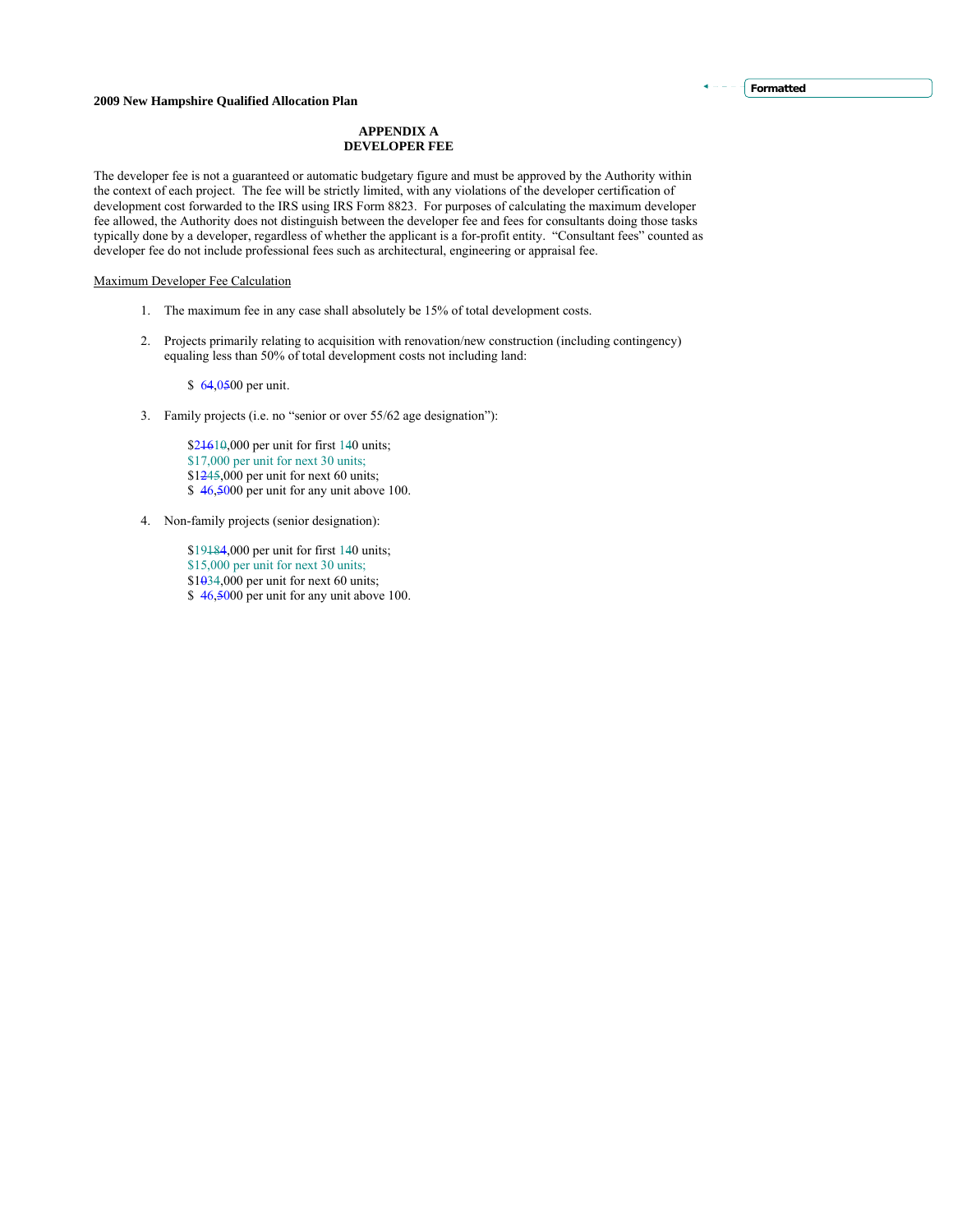**2009 New Hampshire Qualified Allocation Plan**

## APPENDIX A
## DEVELOPER FEE

The developer fee is not a guaranteed or automatic budgetary figure and must be approved by the Authority within the context of each project. The fee will be strictly limited, with any violations of the developer certification of development cost forwarded to the IRS using IRS Form 8823. For purposes of calculating the maximum developer fee allowed, the Authority does not distinguish between the developer fee and fees for consultants doing those tasks typically done by a developer, regardless of whether the applicant is a for-profit entity. "Consultant fees" counted as developer fee do not include professional fees such as architectural, engineering or appraisal fee.

<u>Maximum Developer Fee Calculation</u>

1. The maximum fee in any case shall absolutely be 15% of total development costs.

2. Projects primarily relating to acquisition with renovation/new construction (including contingency) equaling less than 50% of total development costs not including land:

   $ 64,0500 per unit.

3. Family projects (i.e. no "senior or over 55/62 age designation"):

   $21610,000 per unit for first 140 units;
   $17,000 per unit for next 30 units;
   $1245,000 per unit for next 60 units;
   $ 46,5000 per unit for any unit above 100.

4. Non-family projects (senior designation):

   $19184,000 per unit for first 140 units;
   $15,000 per unit for next 30 units;
   $1034,000 per unit for next 60 units;
   $ 46,5000 per unit for any unit above 100.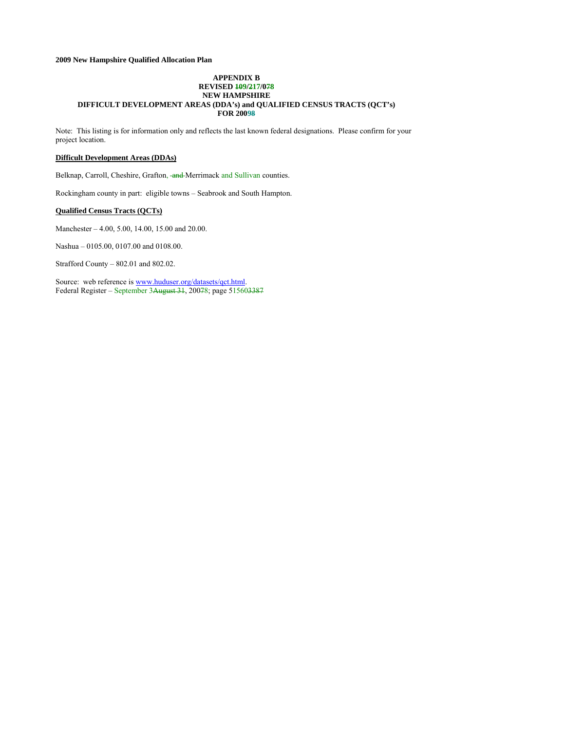**2009 New Hampshire Qualified Allocation Plan**

**APPENDIX B**
**REVISED ~~10~~9/2~~17~~/0~~7~~8**
**NEW HAMPSHIRE**
**DIFFICULT DEVELOPMENT AREAS (DDA's) and QUALIFIED CENSUS TRACTS (QCT's)**
**FOR 2009~~8~~**

Note: This listing is for information only and reflects the last known federal designations. Please confirm for your project location.

**Difficult Development Areas (DDAs)**

Belknap, Carroll, Cheshire, Grafton, ~~and~~ Merrimack and Sullivan counties.

Rockingham county in part: eligible towns – Seabrook and South Hampton.

**Qualified Census Tracts (QCTs)**

Manchester – 4.00, 5.00, 14.00, 15.00 and 20.00.

Nashua – 0105.00, 0107.00 and 0108.00.

Strafford County – 802.01 and 802.02.

Source: web reference is www.huduser.org/datasets/qct.html.
Federal Register – September 3~~August 31~~, 200~~7~~8; page 51560~~3387~~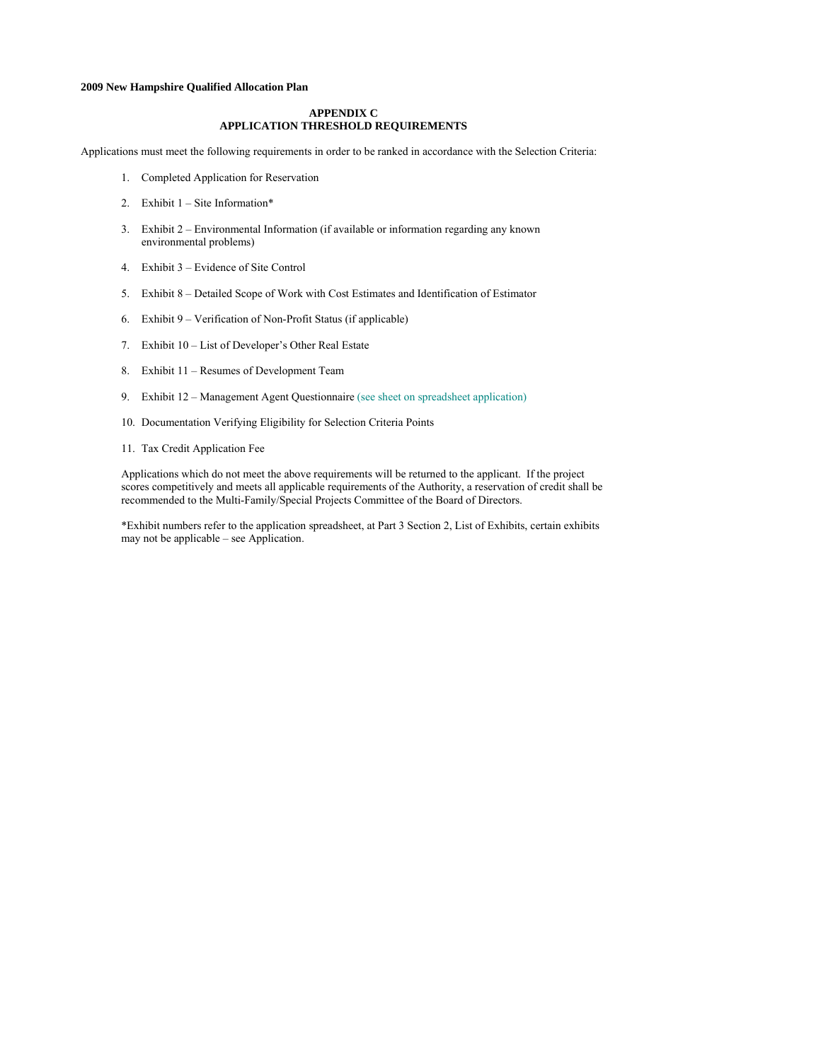**2009 New Hampshire Qualified Allocation Plan**

## APPENDIX C
## APPLICATION THRESHOLD REQUIREMENTS

Applications must meet the following requirements in order to be ranked in accordance with the Selection Criteria:

1. Completed Application for Reservation
2. Exhibit 1 – Site Information*
3. Exhibit 2 – Environmental Information (if available or information regarding any known environmental problems)
4. Exhibit 3 – Evidence of Site Control
5. Exhibit 8 – Detailed Scope of Work with Cost Estimates and Identification of Estimator
6. Exhibit 9 – Verification of Non-Profit Status (if applicable)
7. Exhibit 10 – List of Developer's Other Real Estate
8. Exhibit 11 – Resumes of Development Team
9. Exhibit 12 – Management Agent Questionnaire (see sheet on spreadsheet application)
10. Documentation Verifying Eligibility for Selection Criteria Points
11. Tax Credit Application Fee

Applications which do not meet the above requirements will be returned to the applicant. If the project scores competitively and meets all applicable requirements of the Authority, a reservation of credit shall be recommended to the Multi-Family/Special Projects Committee of the Board of Directors.

*Exhibit numbers refer to the application spreadsheet, at Part 3 Section 2, List of Exhibits, certain exhibits may not be applicable – see Application.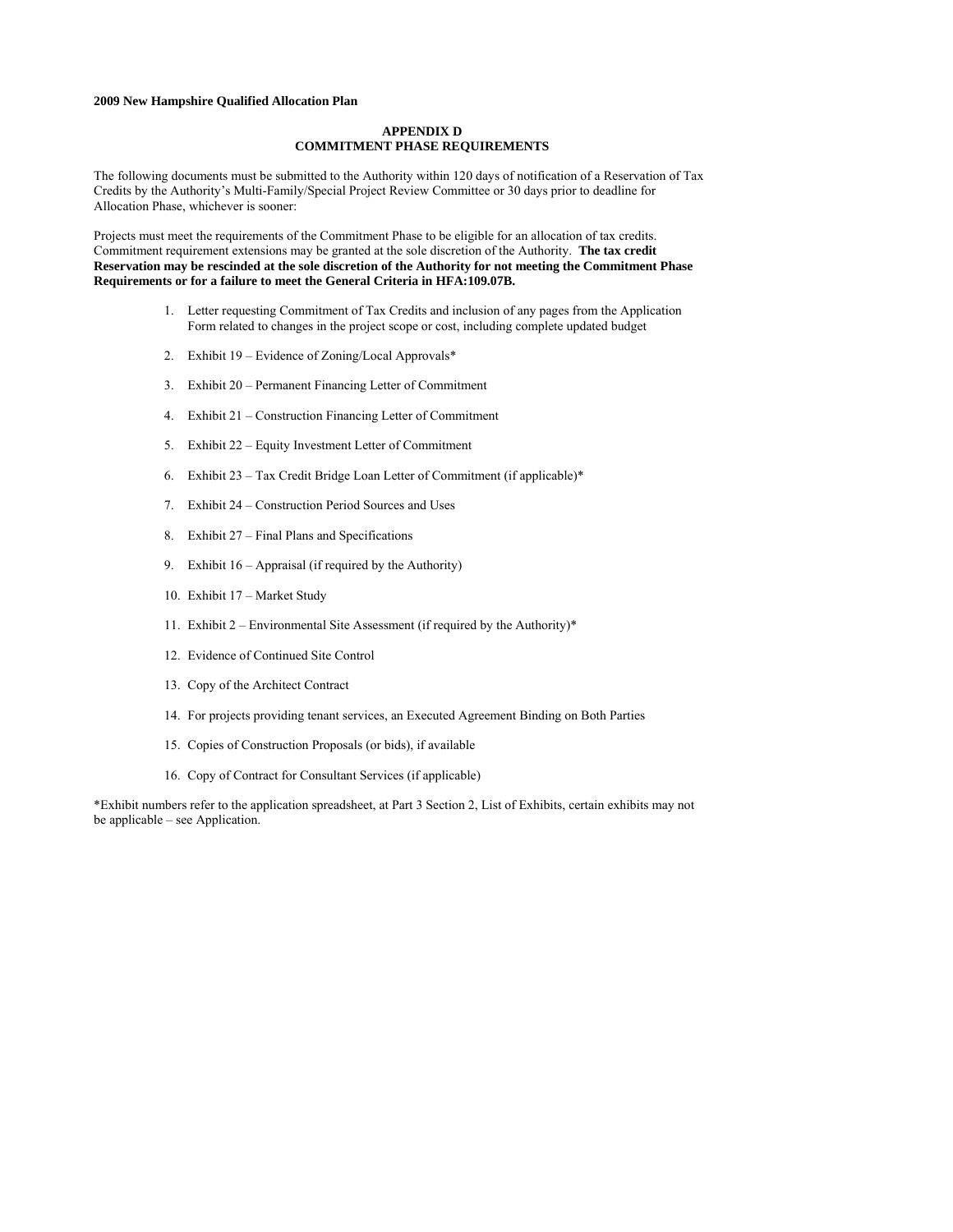**2009 New Hampshire Qualified Allocation Plan**

## APPENDIX D
## COMMITMENT PHASE REQUIREMENTS

The following documents must be submitted to the Authority within 120 days of notification of a Reservation of Tax Credits by the Authority's Multi-Family/Special Project Review Committee or 30 days prior to deadline for Allocation Phase, whichever is sooner:

Projects must meet the requirements of the Commitment Phase to be eligible for an allocation of tax credits. Commitment requirement extensions may be granted at the sole discretion of the Authority. **The tax credit Reservation may be rescinded at the sole discretion of the Authority for not meeting the Commitment Phase Requirements or for a failure to meet the General Criteria in HFA:109.07B.**

1. Letter requesting Commitment of Tax Credits and inclusion of any pages from the Application Form related to changes in the project scope or cost, including complete updated budget
2. Exhibit 19 – Evidence of Zoning/Local Approvals*
3. Exhibit 20 – Permanent Financing Letter of Commitment
4. Exhibit 21 – Construction Financing Letter of Commitment
5. Exhibit 22 – Equity Investment Letter of Commitment
6. Exhibit 23 – Tax Credit Bridge Loan Letter of Commitment (if applicable)*
7. Exhibit 24 – Construction Period Sources and Uses
8. Exhibit 27 – Final Plans and Specifications
9. Exhibit 16 – Appraisal (if required by the Authority)
10. Exhibit 17 – Market Study
11. Exhibit 2 – Environmental Site Assessment (if required by the Authority)*
12. Evidence of Continued Site Control
13. Copy of the Architect Contract
14. For projects providing tenant services, an Executed Agreement Binding on Both Parties
15. Copies of Construction Proposals (or bids), if available
16. Copy of Contract for Consultant Services (if applicable)

*Exhibit numbers refer to the application spreadsheet, at Part 3 Section 2, List of Exhibits, certain exhibits may not be applicable – see Application.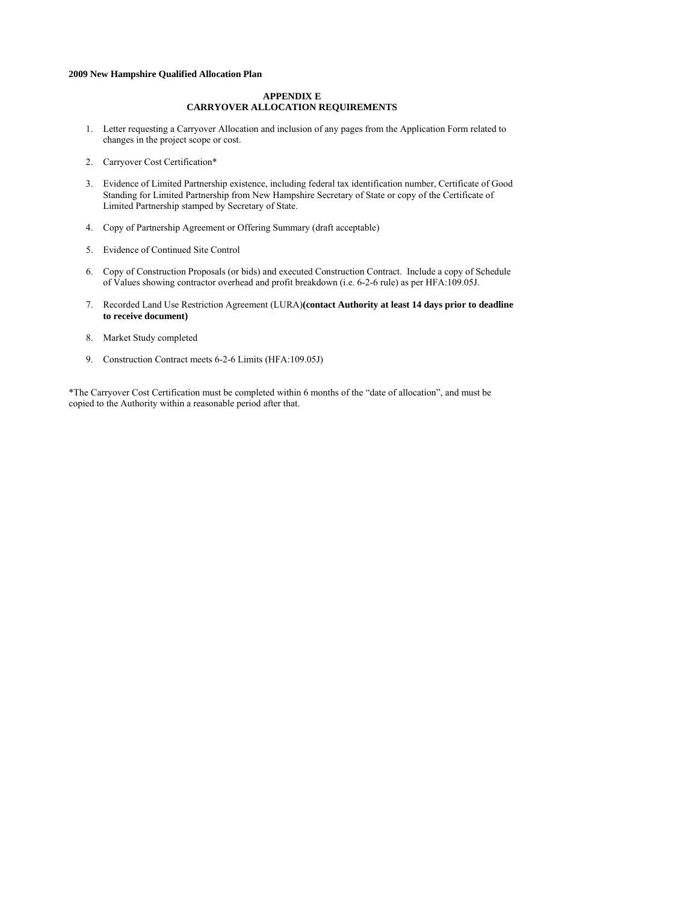**2009 New Hampshire Qualified Allocation Plan**

## APPENDIX E
## CARRYOVER ALLOCATION REQUIREMENTS

1. Letter requesting a Carryover Allocation and inclusion of any pages from the Application Form related to changes in the project scope or cost.

2. Carryover Cost Certification*

3. Evidence of Limited Partnership existence, including federal tax identification number, Certificate of Good Standing for Limited Partnership from New Hampshire Secretary of State or copy of the Certificate of Limited Partnership stamped by Secretary of State.

4. Copy of Partnership Agreement or Offering Summary (draft acceptable)

5. Evidence of Continued Site Control

6. Copy of Construction Proposals (or bids) and executed Construction Contract. Include a copy of Schedule of Values showing contractor overhead and profit breakdown (i.e. 6-2-6 rule) as per HFA:109.05J.

7. Recorded Land Use Restriction Agreement (LURA)**(contact Authority at least 14 days prior to deadline to receive document)**

8. Market Study completed

9. Construction Contract meets 6-2-6 Limits (HFA:109.05J)

*The Carryover Cost Certification must be completed within 6 months of the "date of allocation", and must be copied to the Authority within a reasonable period after that.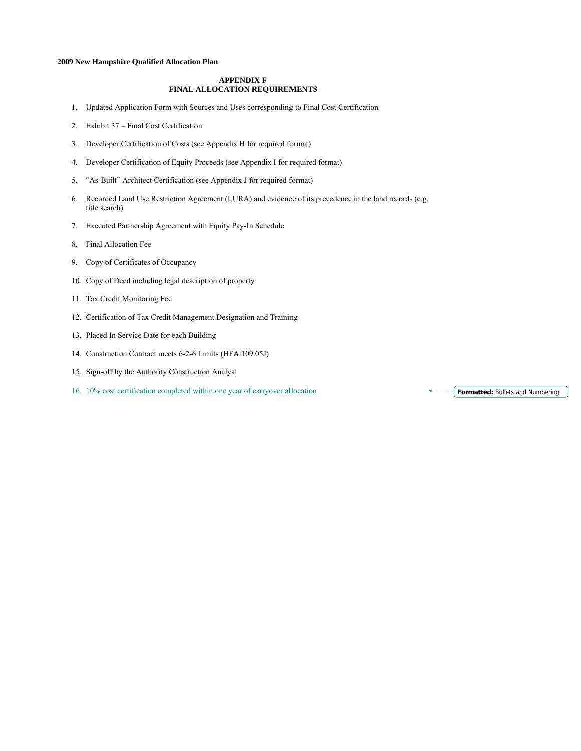2009 New Hampshire Qualified Allocation Plan

## APPENDIX F
## FINAL ALLOCATION REQUIREMENTS

1. Updated Application Form with Sources and Uses corresponding to Final Cost Certification
2. Exhibit 37 – Final Cost Certification
3. Developer Certification of Costs (see Appendix H for required format)
4. Developer Certification of Equity Proceeds (see Appendix I for required format)
5. "As-Built" Architect Certification (see Appendix J for required format)
6. Recorded Land Use Restriction Agreement (LURA) and evidence of its precedence in the land records (e.g. title search)
7. Executed Partnership Agreement with Equity Pay-In Schedule
8. Final Allocation Fee
9. Copy of Certificates of Occupancy
10. Copy of Deed including legal description of property
11. Tax Credit Monitoring Fee
12. Certification of Tax Credit Management Designation and Training
13. Placed In Service Date for each Building
14. Construction Contract meets 6-2-6 Limits (HFA:109.05J)
15. Sign-off by the Authority Construction Analyst
16. 10% cost certification completed within one year of carryover allocation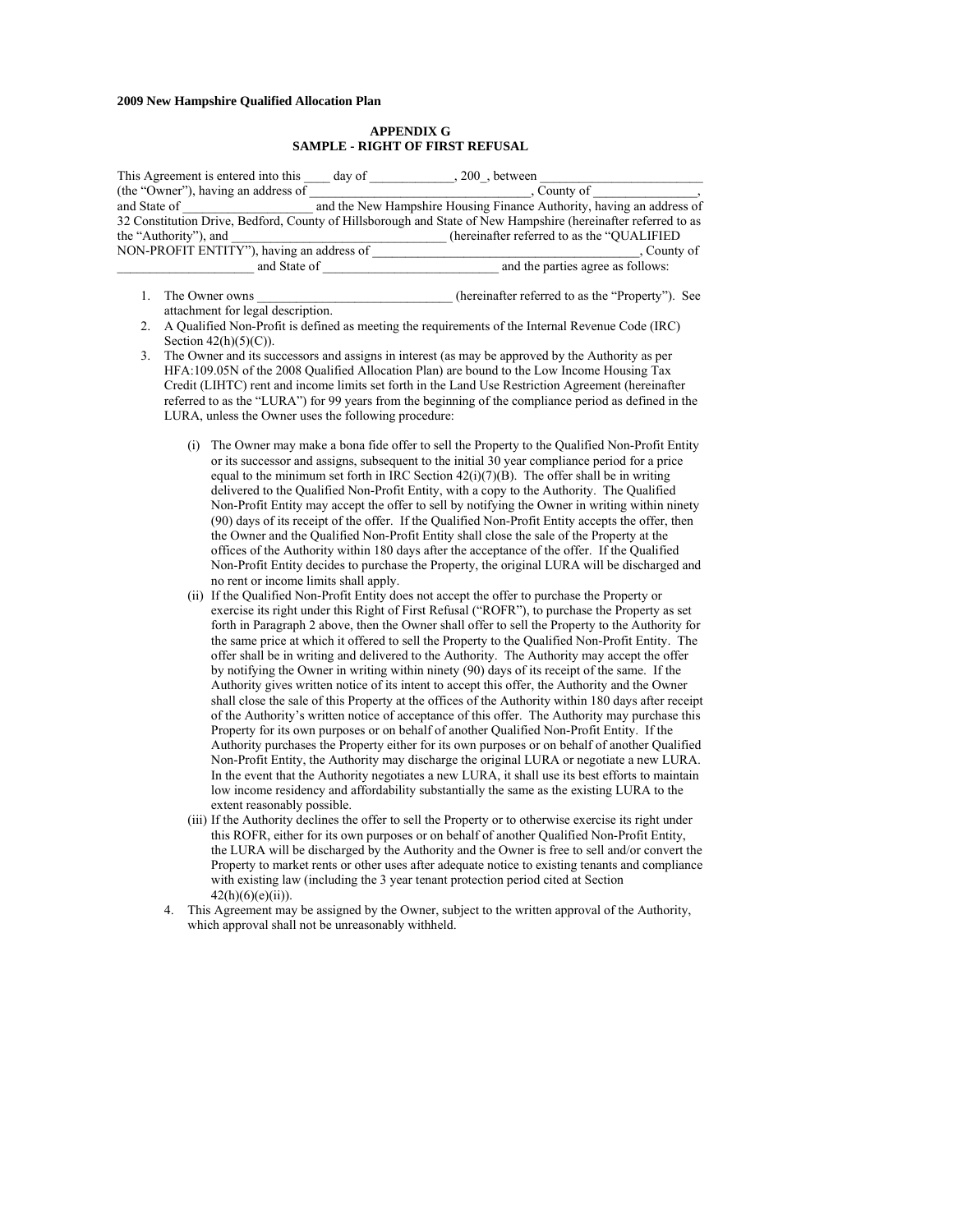**2009 New Hampshire Qualified Allocation Plan**

## APPENDIX G
## SAMPLE - RIGHT OF FIRST REFUSAL

This Agreement is entered into this ____ day of _____________, 200_, between _________________________ (the "Owner"), having an address of __________________________________, County of _______________, and State of ___________________ and the New Hampshire Housing Finance Authority, having an address of 32 Constitution Drive, Bedford, County of Hillsborough and State of New Hampshire (hereinafter referred to as the "Authority"), and _________________________________ (hereinafter referred to as the "QUALIFIED NON-PROFIT ENTITY"), having an address of ________________________________________, County of _____________________ and State of __________________________ and the parties agree as follows:

1. The Owner owns ______________________________ (hereinafter referred to as the "Property"). See attachment for legal description.
2. A Qualified Non-Profit is defined as meeting the requirements of the Internal Revenue Code (IRC) Section 42(h)(5)(C)).
3. The Owner and its successors and assigns in interest (as may be approved by the Authority as per HFA:109.05N of the 2008 Qualified Allocation Plan) are bound to the Low Income Housing Tax Credit (LIHTC) rent and income limits set forth in the Land Use Restriction Agreement (hereinafter referred to as the "LURA") for 99 years from the beginning of the compliance period as defined in the LURA, unless the Owner uses the following procedure:

   (i) The Owner may make a bona fide offer to sell the Property to the Qualified Non-Profit Entity or its successor and assigns, subsequent to the initial 30 year compliance period for a price equal to the minimum set forth in IRC Section 42(i)(7)(B). The offer shall be in writing delivered to the Qualified Non-Profit Entity, with a copy to the Authority. The Qualified Non-Profit Entity may accept the offer to sell by notifying the Owner in writing within ninety (90) days of its receipt of the offer. If the Qualified Non-Profit Entity accepts the offer, then the Owner and the Qualified Non-Profit Entity shall close the sale of the Property at the offices of the Authority within 180 days after the acceptance of the offer. If the Qualified Non-Profit Entity decides to purchase the Property, the original LURA will be discharged and no rent or income limits shall apply.

   (ii) If the Qualified Non-Profit Entity does not accept the offer to purchase the Property or exercise its right under this Right of First Refusal ("ROFR"), to purchase the Property as set forth in Paragraph 2 above, then the Owner shall offer to sell the Property to the Authority for the same price at which it offered to sell the Property to the Qualified Non-Profit Entity. The offer shall be in writing and delivered to the Authority. The Authority may accept the offer by notifying the Owner in writing within ninety (90) days of its receipt of the same. If the Authority gives written notice of its intent to accept this offer, the Authority and the Owner shall close the sale of this Property at the offices of the Authority within 180 days after receipt of the Authority's written notice of acceptance of this offer. The Authority may purchase this Property for its own purposes or on behalf of another Qualified Non-Profit Entity. If the Authority purchases the Property either for its own purposes or on behalf of another Qualified Non-Profit Entity, the Authority may discharge the original LURA or negotiate a new LURA. In the event that the Authority negotiates a new LURA, it shall use its best efforts to maintain low income residency and affordability substantially the same as the existing LURA to the extent reasonably possible.

   (iii) If the Authority declines the offer to sell the Property or to otherwise exercise its right under this ROFR, either for its own purposes or on behalf of another Qualified Non-Profit Entity, the LURA will be discharged by the Authority and the Owner is free to sell and/or convert the Property to market rents or other uses after adequate notice to existing tenants and compliance with existing law (including the 3 year tenant protection period cited at Section 42(h)(6)(e)(ii)).

4. This Agreement may be assigned by the Owner, subject to the written approval of the Authority, which approval shall not be unreasonably withheld.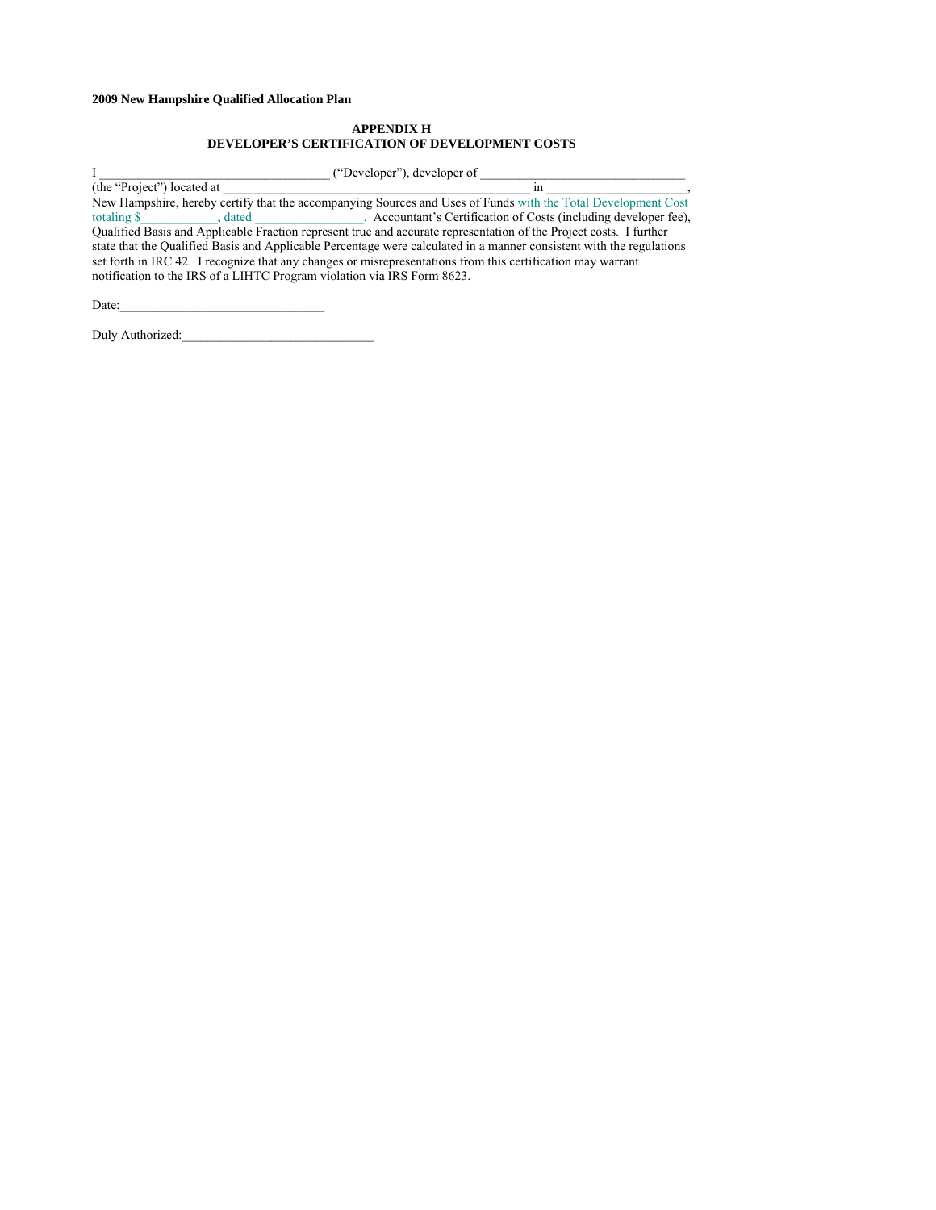**2009 New Hampshire Qualified Allocation Plan**

## APPENDIX H
## DEVELOPER'S CERTIFICATION OF DEVELOPMENT COSTS

I ___________________________________ ("Developer"), developer of _______________________________ (the "Project") located at _________________________________________________ in _____________________, New Hampshire, hereby certify that the accompanying Sources and Uses of Funds with the Total Development Cost totaling $____________, dated _________________. Accountant's Certification of Costs (including developer fee), Qualified Basis and Applicable Fraction represent true and accurate representation of the Project costs. I further state that the Qualified Basis and Applicable Percentage were calculated in a manner consistent with the regulations set forth in IRC 42. I recognize that any changes or misrepresentations from this certification may warrant notification to the IRS of a LIHTC Program violation via IRS Form 8623.

Date:_______________________________

Duly Authorized:_____________________________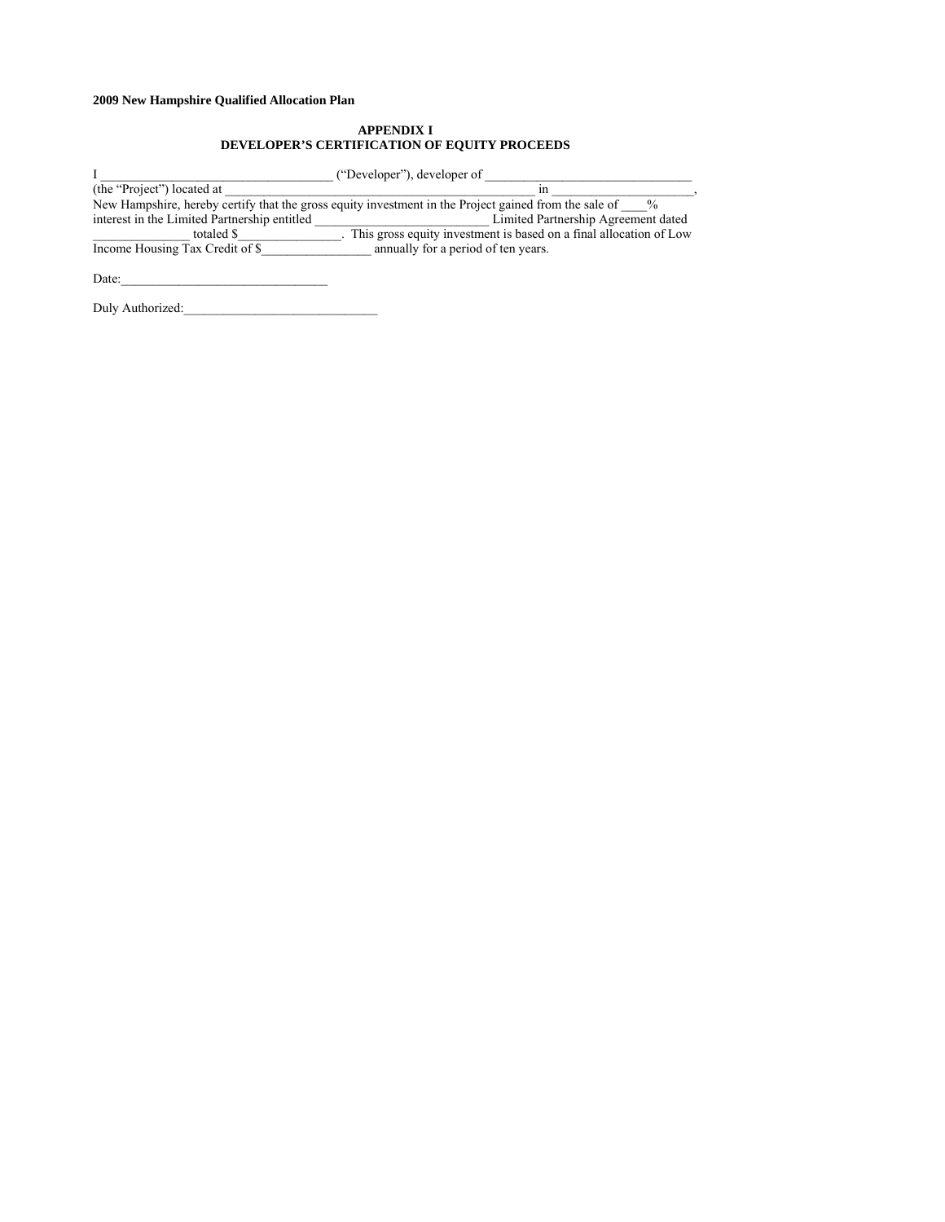**2009 New Hampshire Qualified Allocation Plan**

**APPENDIX I**
**DEVELOPER'S CERTIFICATION OF EQUITY PROCEEDS**

I ___________________________________ ("Developer"), developer of _______________________________ (the "Project") located at _______________________________________________ in ______________________, New Hampshire, hereby certify that the gross equity investment in the Project gained from the sale of ____% interest in the Limited Partnership entitled __________________________ Limited Partnership Agreement dated _______________ totaled $________________. This gross equity investment is based on a final allocation of Low Income Housing Tax Credit of $________________ annually for a period of ten years.

Date:_______________________________

Duly Authorized:_____________________________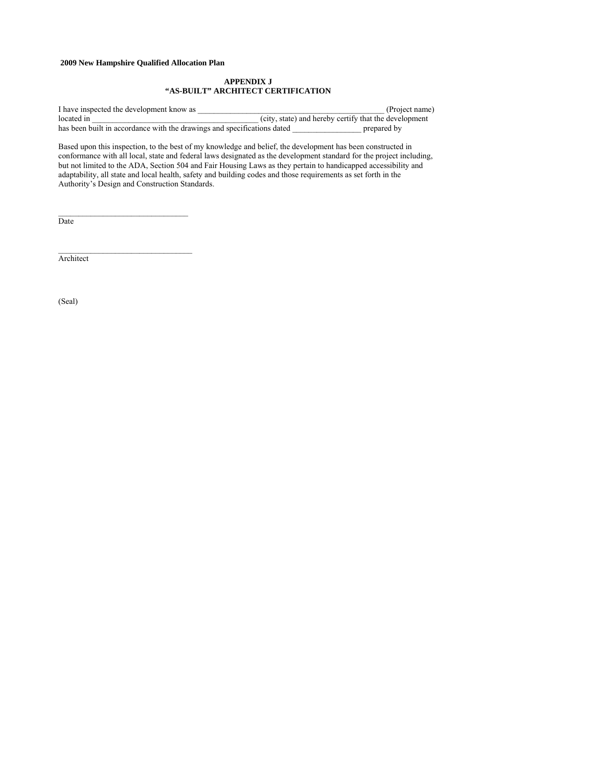**2009 New Hampshire Qualified Allocation Plan**

## APPENDIX J
## "AS-BUILT" ARCHITECT CERTIFICATION

I have inspected the development know as _______________________________________________ (Project name) located in __________________________________________ (city, state) and hereby certify that the development has been built in accordance with the drawings and specifications dated _________________ prepared by

Based upon this inspection, to the best of my knowledge and belief, the development has been constructed in conformance with all local, state and federal laws designated as the development standard for the project including, but not limited to the ADA, Section 504 and Fair Housing Laws as they pertain to handicapped accessibility and adaptability, all state and local health, safety and building codes and those requirements as set forth in the Authority's Design and Construction Standards.

_________________________________
Date

__________________________________
Architect

(Seal)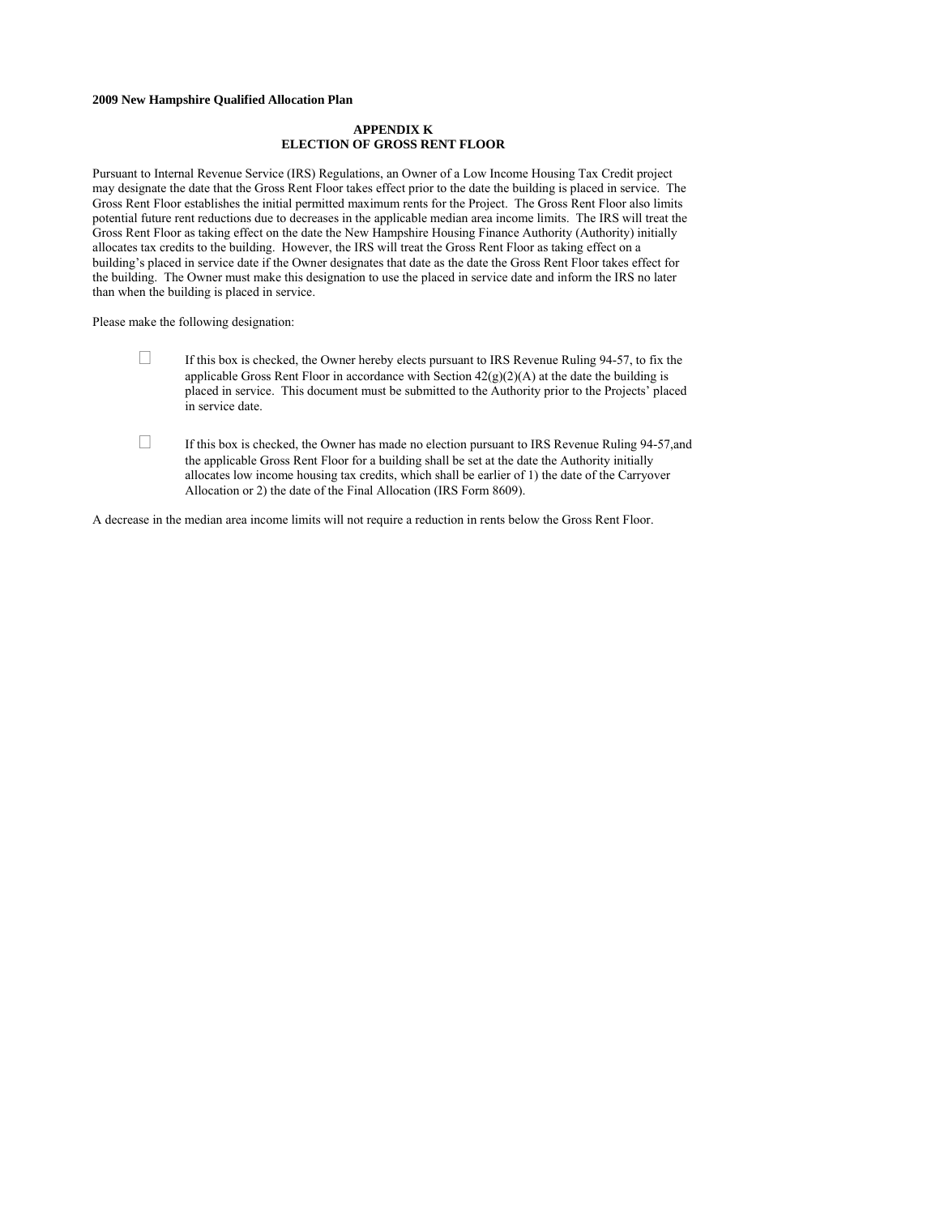**2009 New Hampshire Qualified Allocation Plan**

## APPENDIX K
## ELECTION OF GROSS RENT FLOOR

Pursuant to Internal Revenue Service (IRS) Regulations, an Owner of a Low Income Housing Tax Credit project may designate the date that the Gross Rent Floor takes effect prior to the date the building is placed in service. The Gross Rent Floor establishes the initial permitted maximum rents for the Project. The Gross Rent Floor also limits potential future rent reductions due to decreases in the applicable median area income limits. The IRS will treat the Gross Rent Floor as taking effect on the date the New Hampshire Housing Finance Authority (Authority) initially allocates tax credits to the building. However, the IRS will treat the Gross Rent Floor as taking effect on a building's placed in service date if the Owner designates that date as the date the Gross Rent Floor takes effect for the building. The Owner must make this designation to use the placed in service date and inform the IRS no later than when the building is placed in service.

Please make the following designation:

- ☐ If this box is checked, the Owner hereby elects pursuant to IRS Revenue Ruling 94-57, to fix the applicable Gross Rent Floor in accordance with Section 42(g)(2)(A) at the date the building is placed in service. This document must be submitted to the Authority prior to the Projects' placed in service date.

- ☐ If this box is checked, the Owner has made no election pursuant to IRS Revenue Ruling 94-57,and the applicable Gross Rent Floor for a building shall be set at the date the Authority initially allocates low income housing tax credits, which shall be earlier of 1) the date of the Carryover Allocation or 2) the date of the Final Allocation (IRS Form 8609).

A decrease in the median area income limits will not require a reduction in rents below the Gross Rent Floor.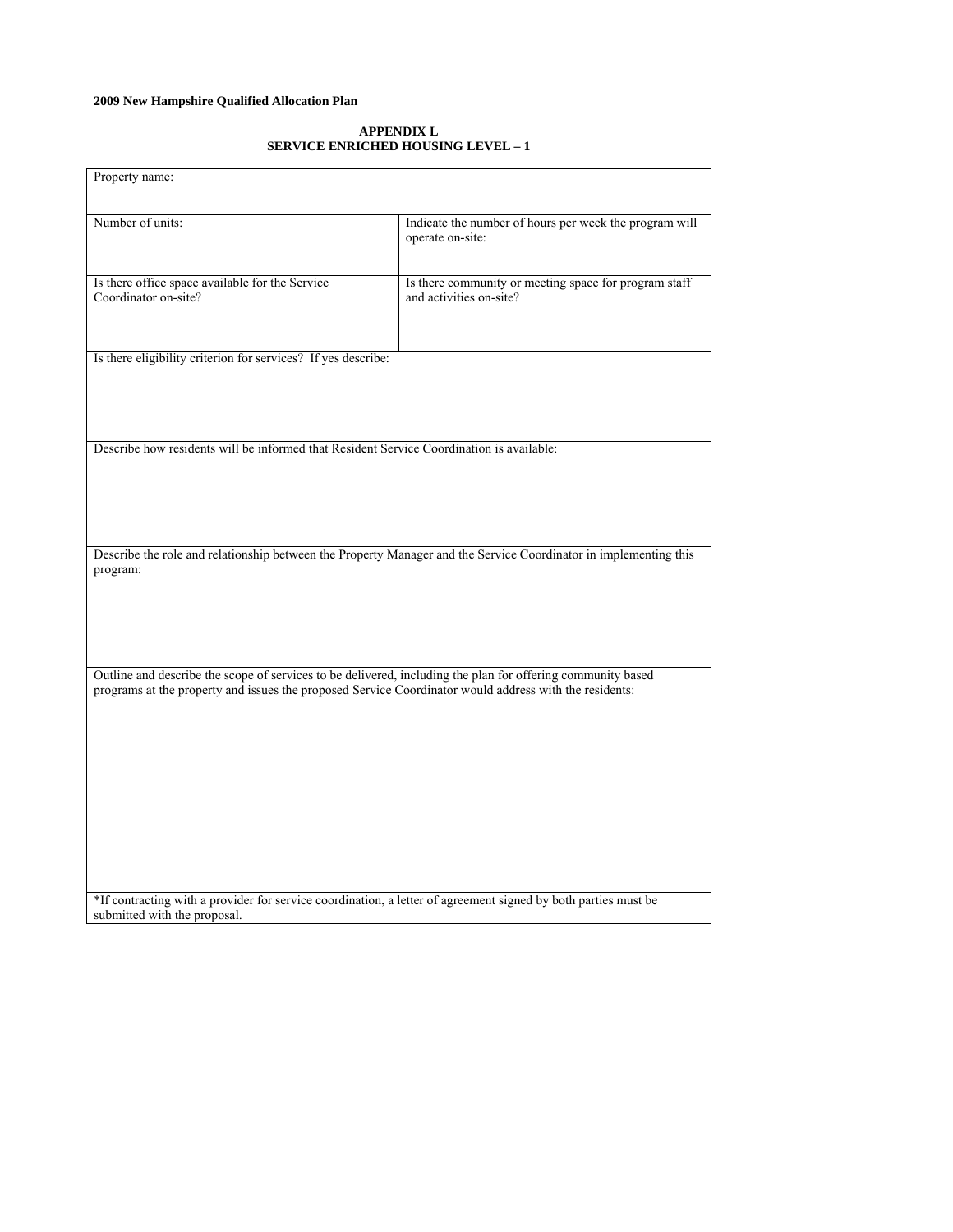**2009 New Hampshire Qualified Allocation Plan**

## APPENDIX L
## SERVICE ENRICHED HOUSING LEVEL – 1

| Property name: | |
|---|---|
| Number of units: | Indicate the number of hours per week the program will operate on-site: |
| Is there office space available for the Service Coordinator on-site? | Is there community or meeting space for program staff and activities on-site? |
| Is there eligibility criterion for services? If yes describe: | |
| Describe how residents will be informed that Resident Service Coordination is available: | |
| Describe the role and relationship between the Property Manager and the Service Coordinator in implementing this program: | |
| Outline and describe the scope of services to be delivered, including the plan for offering community based programs at the property and issues the proposed Service Coordinator would address with the residents: | |
| *If contracting with a provider for service coordination, a letter of agreement signed by both parties must be submitted with the proposal. | |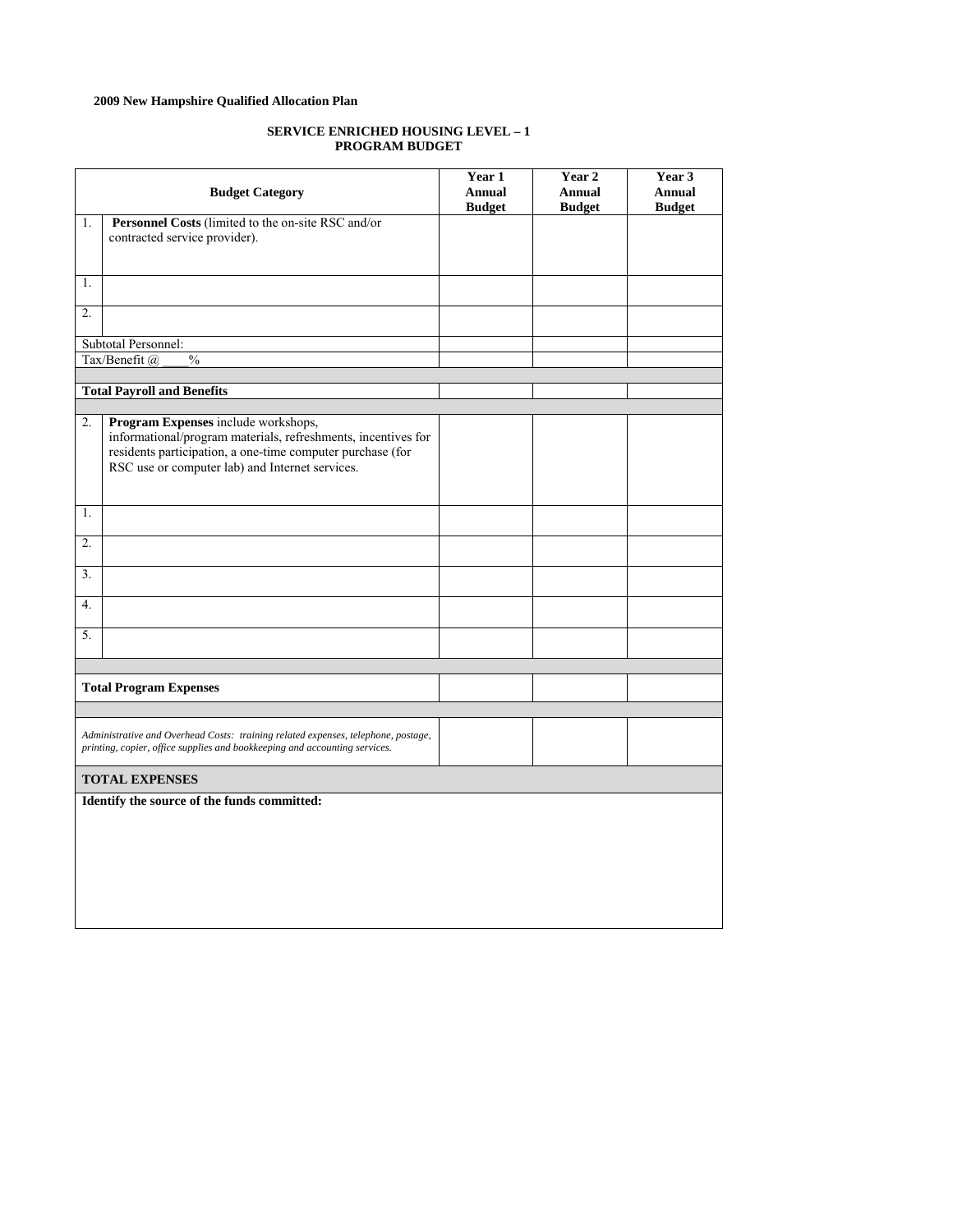**2009 New Hampshire Qualified Allocation Plan**

**SERVICE ENRICHED HOUSING LEVEL – 1**
**PROGRAM BUDGET**

| | Budget Category | Year 1 Annual Budget | Year 2 Annual Budget | Year 3 Annual Budget |
|---|---|---|---|---|
| 1. | **Personnel Costs** (limited to the on-site RSC and/or contracted service provider). | | | |
| 1. | | | | |
| 2. | | | | |
| Subtotal Personnel: | | | | |
| Tax/Benefit @ ____% | | | | |
| | | | | |
| **Total Payroll and Benefits** | | | | |
| | | | | |
| 2. | **Program Expenses** include workshops, informational/program materials, refreshments, incentives for residents participation, a one-time computer purchase (for RSC use or computer lab) and Internet services. | | | |
| 1. | | | | |
| 2. | | | | |
| 3. | | | | |
| 4. | | | | |
| 5. | | | | |
| | | | | |
| **Total Program Expenses** | | | | |
| | | | | |
| *Administrative and Overhead Costs: training related expenses, telephone, postage, printing, copier, office supplies and bookkeeping and accounting services.* | | | | |
| **TOTAL EXPENSES** | | | | |
| **Identify the source of the funds committed:** | | | | |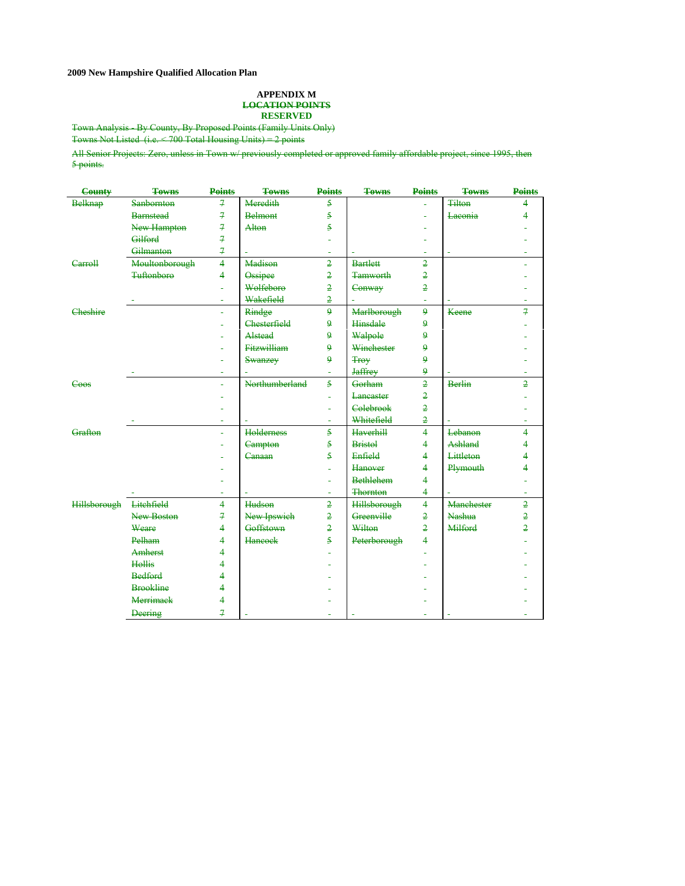2009 New Hampshire Qualified Allocation Plan

**APPENDIX M**
~~**LOCATION POINTS**~~
**RESERVED**

~~Town Analysis - By County, By Proposed Points (Family Units Only)~~
~~Towns Not Listed (i.e. < 700 Total Housing Units) = 2 points~~

~~All Senior Projects: Zero, unless in Town w/ previously completed or approved family affordable project, since 1995, then 5 points.~~

| ~~County~~ | ~~Towns~~ | ~~Points~~ | ~~Towns~~ | ~~Points~~ | ~~Towns~~ | ~~Points~~ | ~~Towns~~ | ~~Points~~ |
|---|---|---|---|---|---|---|---|---|
| ~~Belknap~~ | ~~Sanbornton~~ | ~~7~~ | ~~Meredith~~ | ~~5~~ | | - | ~~Tilton~~ | ~~4~~ |
| | ~~Barnstead~~ | ~~7~~ | ~~Belmont~~ | ~~5~~ | | - | ~~Laconia~~ | ~~4~~ |
| | ~~New Hampton~~ | ~~7~~ | ~~Alton~~ | ~~5~~ | | - | | - |
| | ~~Gilford~~ | ~~7~~ | | - | | - | | - |
| | ~~Gilmanton~~ | ~~7~~ | - | - | - | - | - | - |
| ~~Carroll~~ | ~~Moultonborough~~ | ~~4~~ | ~~Madison~~ | ~~2~~ | ~~Bartlett~~ | ~~2~~ | | - |
| | ~~Tuftonboro~~ | ~~4~~ | ~~Ossipee~~ | ~~2~~ | ~~Tamworth~~ | ~~2~~ | | - |
| | | - | ~~Wolfeboro~~ | ~~2~~ | ~~Conway~~ | ~~2~~ | | - |
| | - | - | ~~Wakefield~~ | ~~2~~ | - | - | - | - |
| ~~Cheshire~~ | | - | ~~Rindge~~ | ~~9~~ | ~~Marlborough~~ | ~~9~~ | ~~Keene~~ | ~~7~~ |
| | | - | ~~Chesterfield~~ | ~~9~~ | ~~Hinsdale~~ | ~~9~~ | | - |
| | | - | ~~Alstead~~ | ~~9~~ | ~~Walpole~~ | ~~9~~ | | - |
| | | - | ~~Fitzwilliam~~ | ~~9~~ | ~~Winchester~~ | ~~9~~ | | - |
| | | - | ~~Swanzey~~ | ~~9~~ | ~~Troy~~ | ~~9~~ | | - |
| | - | - | - | - | ~~Jaffrey~~ | ~~9~~ | - | - |
| ~~Coos~~ | | - | ~~Northumberland~~ | ~~5~~ | ~~Gorham~~ | ~~2~~ | ~~Berlin~~ | ~~2~~ |
| | | - | | - | ~~Lancaster~~ | ~~2~~ | | - |
| | | - | | - | ~~Colebrook~~ | ~~2~~ | | - |
| | - | - | - | - | ~~Whitefield~~ | ~~2~~ | - | - |
| ~~Grafton~~ | | - | ~~Holderness~~ | ~~5~~ | ~~Haverhill~~ | ~~4~~ | ~~Lebanon~~ | ~~4~~ |
| | | - | ~~Campton~~ | ~~5~~ | ~~Bristol~~ | ~~4~~ | ~~Ashland~~ | ~~4~~ |
| | | - | ~~Canaan~~ | ~~5~~ | ~~Enfield~~ | ~~4~~ | ~~Littleton~~ | ~~4~~ |
| | | - | | - | ~~Hanover~~ | ~~4~~ | ~~Plymouth~~ | ~~4~~ |
| | | - | | - | ~~Bethlehem~~ | ~~4~~ | | - |
| | - | - | - | - | ~~Thornton~~ | ~~4~~ | - | - |
| ~~Hillsborough~~ | ~~Litchfield~~ | ~~4~~ | ~~Hudson~~ | ~~2~~ | ~~Hillsborough~~ | ~~4~~ | ~~Manchester~~ | ~~2~~ |
| | ~~New Boston~~ | ~~7~~ | ~~New Ipswich~~ | ~~2~~ | ~~Greenville~~ | ~~2~~ | ~~Nashua~~ | ~~2~~ |
| | ~~Weare~~ | ~~4~~ | ~~Goffstown~~ | ~~2~~ | ~~Wilton~~ | ~~2~~ | ~~Milford~~ | ~~2~~ |
| | ~~Pelham~~ | ~~4~~ | ~~Hancock~~ | ~~5~~ | ~~Peterborough~~ | ~~4~~ | | - |
| | ~~Amherst~~ | ~~4~~ | | - | | - | | - |
| | ~~Hollis~~ | ~~4~~ | | - | | - | | - |
| | ~~Bedford~~ | ~~4~~ | | - | | - | | - |
| | ~~Brookline~~ | ~~4~~ | | - | | - | | - |
| | ~~Merrimack~~ | ~~4~~ | | - | | - | | - |
| | ~~Deering~~ | ~~7~~ | - | - | - | - | - | - |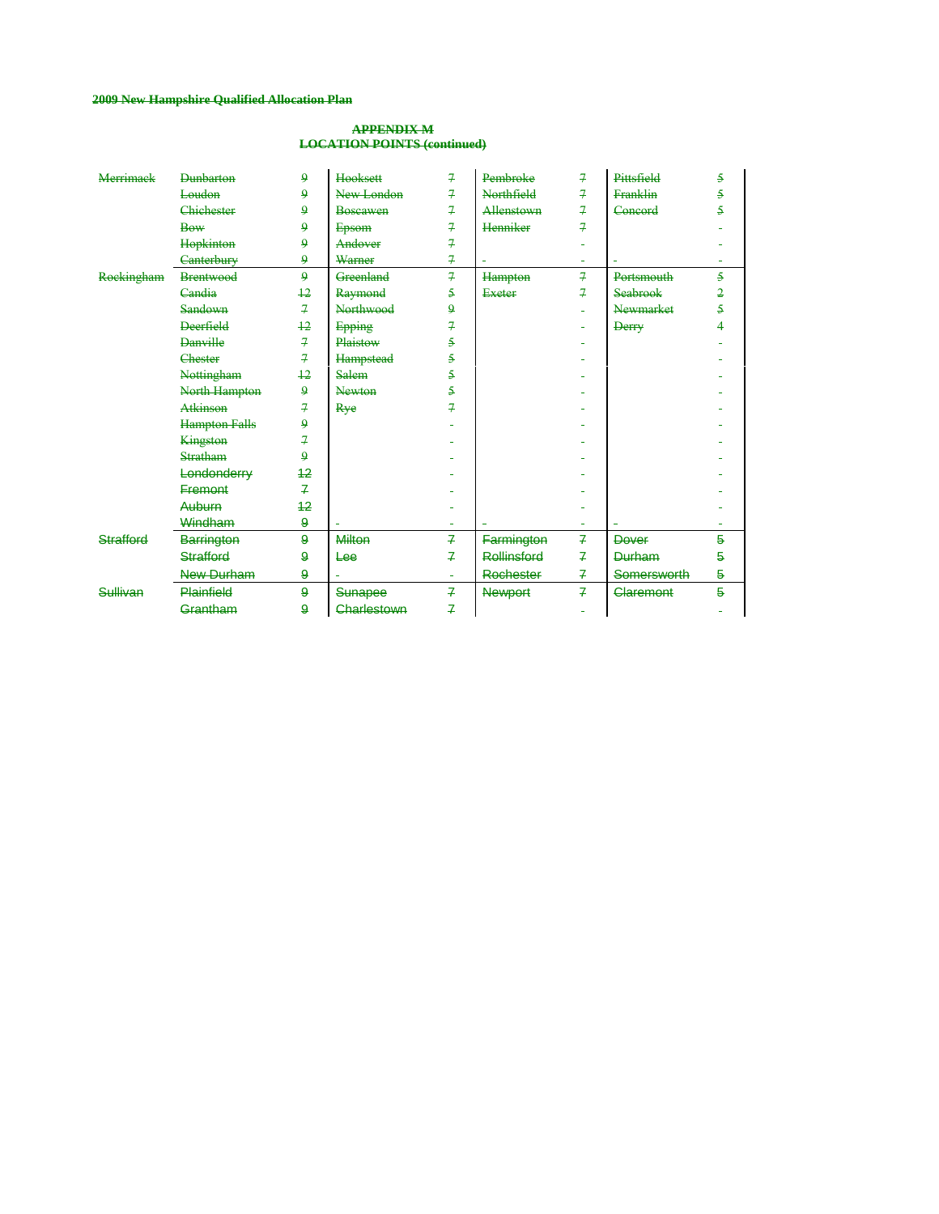**2009 New Hampshire Qualified Allocation Plan**

**APPENDIX M**
**LOCATION POINTS (continued)**

| County | Town | Points | Town | Points | Town | Points | Town | Points |
|---|---|---|---|---|---|---|---|---|
| Merrimack | Dunbarton | 9 | Hooksett | 7 | Pembroke | 7 | Pittsfield | 5 |
| | Loudon | 9 | New London | 7 | Northfield | 7 | Franklin | 5 |
| | Chichester | 9 | Boscawen | 7 | Allenstown | 7 | Concord | 5 |
| | Bow | 9 | Epsom | 7 | Henniker | 7 | | - |
| | Hopkinton | 9 | Andover | 7 | | - | | - |
| | Canterbury | 9 | Warner | 7 | - | - | - | - |
| Rockingham | Brentwood | 9 | Greenland | 7 | Hampton | 7 | Portsmouth | 5 |
| | Candia | 12 | Raymond | 5 | Exeter | 7 | Seabrook | 2 |
| | Sandown | 7 | Northwood | 9 | | - | Newmarket | 5 |
| | Deerfield | 12 | Epping | 7 | | - | Derry | 4 |
| | Danville | 7 | Plaistow | 5 | | - | | - |
| | Chester | 7 | Hampstead | 5 | | - | | - |
| | Nottingham | 12 | Salem | 5 | | - | | - |
| | North Hampton | 9 | Newton | 5 | | - | | - |
| | Atkinson | 7 | Rye | 7 | | - | | - |
| | Hampton Falls | 9 | | - | | - | | - |
| | Kingston | 7 | | - | | - | | - |
| | Stratham | 9 | | - | | - | | - |
| | Londonderry | 12 | | - | | - | | - |
| | Fremont | 7 | | - | | - | | - |
| | Auburn | 12 | | - | | - | | - |
| | Windham | 9 | - | - | - | - | - | - |
| Strafford | Barrington | 9 | Milton | 7 | Farmington | 7 | Dover | 5 |
| | Strafford | 9 | Lee | 7 | Rollinsford | 7 | Durham | 5 |
| | New Durham | 9 | - | - | Rochester | 7 | Somersworth | 5 |
| Sullivan | Plainfield | 9 | Sunapee | 7 | Newport | 7 | Claremont | 5 |
| | Grantham | 9 | Charlestown | 7 | | - | | - |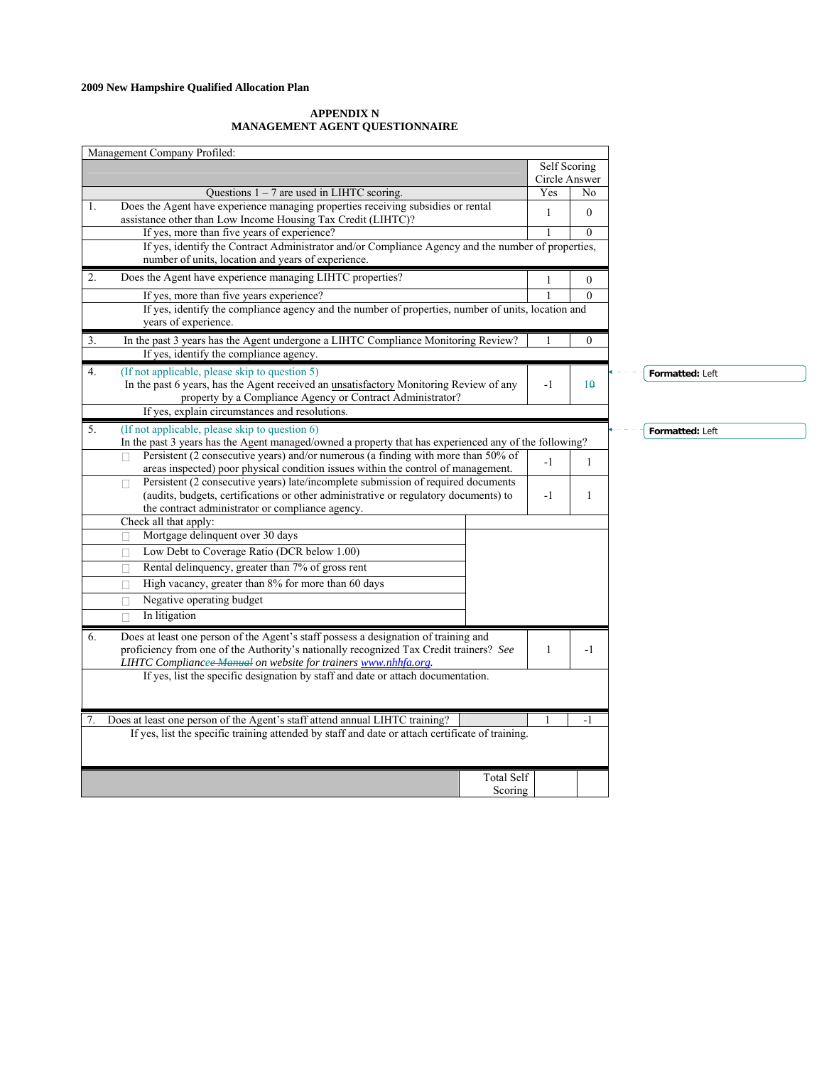**2009 New Hampshire Qualified Allocation Plan**

**APPENDIX N**
**MANAGEMENT AGENT QUESTIONNAIRE**

| Management Company Profiled: | | |
|---|---|---|
| | Self Scoring Circle Answer | |
| Questions 1 – 7 are used in LIHTC scoring. | Yes | No |
| 1. Does the Agent have experience managing properties receiving subsidies or rental assistance other than Low Income Housing Tax Credit (LIHTC)? | 1 | 0 |
| If yes, more than five years of experience? | 1 | 0 |
| If yes, identify the Contract Administrator and/or Compliance Agency and the number of properties, number of units, location and years of experience. | | |
| 2. Does the Agent have experience managing LIHTC properties? | 1 | 0 |
| If yes, more than five years experience? | 1 | 0 |
| If yes, identify the compliance agency and the number of properties, number of units, location and years of experience. | | |
| 3. In the past 3 years has the Agent undergone a LIHTC Compliance Monitoring Review? | 1 | 0 |
| If yes, identify the compliance agency. | | |
| 4. (If not applicable, please skip to question 5) In the past 6 years, has the Agent received an unsatisfactory Monitoring Review of any property by a Compliance Agency or Contract Administrator? | -1 | 1~~0~~ |
| If yes, explain circumstances and resolutions. | | |
| 5. (If not applicable, please skip to question 6) In the past 3 years has the Agent managed/owned a property that has experienced any of the following? | | |
| ☐ Persistent (2 consecutive years) and/or numerous (a finding with more than 50% of areas inspected) poor physical condition issues within the control of management. | -1 | 1 |
| ☐ Persistent (2 consecutive years) late/incomplete submission of required documents (audits, budgets, certifications or other administrative or regulatory documents) to the contract administrator or compliance agency. | -1 | 1 |
| Check all that apply: | | |
| ☐ Mortgage delinquent over 30 days | | |
| ☐ Low Debt to Coverage Ratio (DCR below 1.00) | | |
| ☐ Rental delinquency, greater than 7% of gross rent | | |
| ☐ High vacancy, greater than 8% for more than 60 days | | |
| ☐ Negative operating budget | | |
| ☐ In litigation | | |
| 6. Does at least one person of the Agent's staff possess a designation of training and proficiency from one of the Authority's nationally recognized Tax Credit trainers? *See LIHTC Compliance ~~e Manual~~ on website for trainers www.nhhfa.org.* | 1 | -1 |
| If yes, list the specific designation by staff and date or attach documentation. | | |
| 7. Does at least one person of the Agent's staff attend annual LIHTC training? | 1 | -1 |
| If yes, list the specific training attended by staff and date or attach certificate of training. | | |
| Total Self Scoring | | |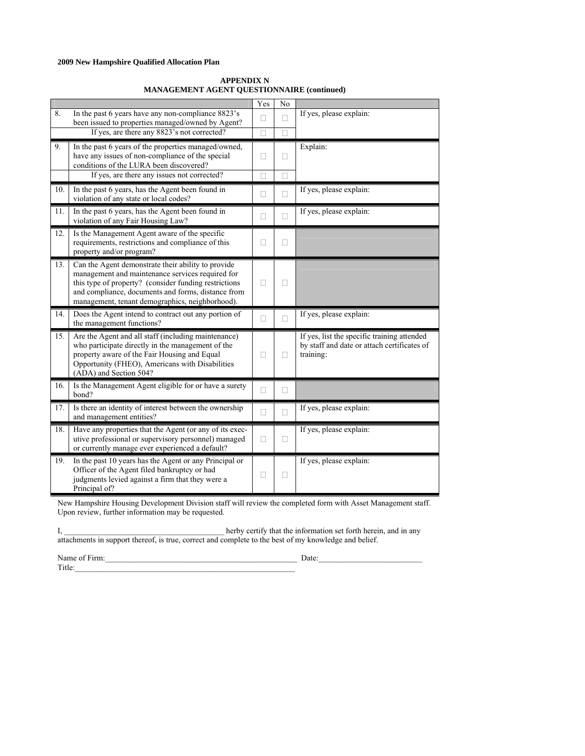2009 New Hampshire Qualified Allocation Plan

**APPENDIX N**
**MANAGEMENT AGENT QUESTIONNAIRE (continued)**

| | | Yes | No | |
|---|---|---|---|---|
| 8. | In the past 6 years have any non-compliance 8823's been issued to properties managed/owned by Agent? | ☐ | ☐ | If yes, please explain: |
| | If yes, are there any 8823's not corrected? | ☐ | ☐ | |
| 9. | In the past 6 years of the properties managed/owned, have any issues of non-compliance of the special conditions of the LURA been discovered? | ☐ | ☐ | Explain: |
| | If yes, are there any issues not corrected? | ☐ | ☐ | |
| 10. | In the past 6 years, has the Agent been found in violation of any state or local codes? | ☐ | ☐ | If yes, please explain: |
| 11. | In the past 6 years, has the Agent been found in violation of any Fair Housing Law? | ☐ | ☐ | If yes, please explain: |
| 12. | Is the Management Agent aware of the specific requirements, restrictions and compliance of this property and/or program? | ☐ | ☐ | |
| 13. | Can the Agent demonstrate their ability to provide management and maintenance services required for this type of property? (consider funding restrictions and compliance, documents and forms, distance from management, tenant demographics, neighborhood). | ☐ | ☐ | |
| 14. | Does the Agent intend to contract out any portion of the management functions? | ☐ | ☐ | If yes, please explain: |
| 15. | Are the Agent and all staff (including maintenance) who participate directly in the management of the property aware of the Fair Housing and Equal Opportunity (FHEO), Americans with Disabilities (ADA) and Section 504? | ☐ | ☐ | If yes, list the specific training attended by staff and date or attach certificates of training: |
| 16. | Is the Management Agent eligible for or have a surety bond? | ☐ | ☐ | |
| 17. | Is there an identity of interest between the ownership and management entities? | ☐ | ☐ | If yes, please explain: |
| 18. | Have any properties that the Agent (or any of its executive professional or supervisory personnel) managed or currently manage ever experienced a default? | ☐ | ☐ | If yes, please explain: |
| 19. | In the past 10 years has the Agent or any Principal or Officer of the Agent filed bankruptcy or had judgments levied against a firm that they were a Principal of? | ☐ | ☐ | If yes, please explain: |

New Hampshire Housing Development Division staff will review the completed form with Asset Management staff. Upon review, further information may be requested.

I, ________________________________________ herby certify that the information set forth herein, and in any attachments in support thereof, is true, correct and complete to the best of my knowledge and belief.

Name of Firm:_________________________________________________ Date:__________________________

Title:________________________________________________________